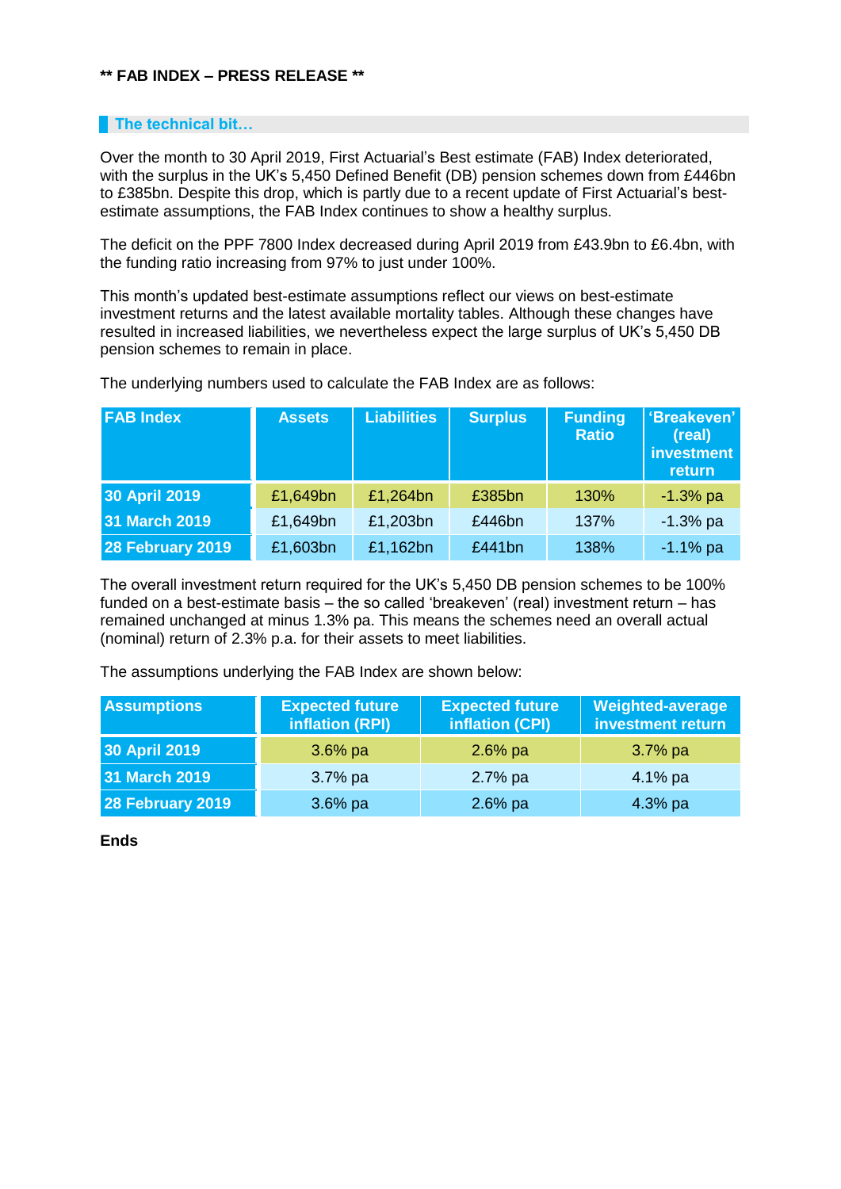**** FAB INDEX – PRESS RELEASE ****

## The technical bit…

Over the month to 30 April 2019, First Actuarial's Best estimate (FAB) Index deteriorated, with the surplus in the UK's 5,450 Defined Benefit (DB) pension schemes down from £446bn to £385bn. Despite this drop, which is partly due to a recent update of First Actuarial's best-estimate assumptions, the FAB Index continues to show a healthy surplus.

The deficit on the PPF 7800 Index decreased during April 2019 from £43.9bn to £6.4bn, with the funding ratio increasing from 97% to just under 100%.

This month's updated best-estimate assumptions reflect our views on best-estimate investment returns and the latest available mortality tables. Although these changes have resulted in increased liabilities, we nevertheless expect the large surplus of UK's 5,450 DB pension schemes to remain in place.

The underlying numbers used to calculate the FAB Index are as follows:

| FAB Index | Assets | Liabilities | Surplus | Funding Ratio | 'Breakeven' (real) investment return |
|---|---|---|---|---|---|
| 30 April 2019 | £1,649bn | £1,264bn | £385bn | 130% | -1.3% pa |
| 31 March 2019 | £1,649bn | £1,203bn | £446bn | 137% | -1.3% pa |
| 28 February 2019 | £1,603bn | £1,162bn | £441bn | 138% | -1.1% pa |

The overall investment return required for the UK's 5,450 DB pension schemes to be 100% funded on a best-estimate basis – the so called 'breakeven' (real) investment return – has remained unchanged at minus 1.3% pa. This means the schemes need an overall actual (nominal) return of 2.3% p.a. for their assets to meet liabilities.

The assumptions underlying the FAB Index are shown below:

| Assumptions | Expected future inflation (RPI) | Expected future inflation (CPI) | Weighted-average investment return |
|---|---|---|---|
| 30 April 2019 | 3.6% pa | 2.6% pa | 3.7% pa |
| 31 March 2019 | 3.7% pa | 2.7% pa | 4.1% pa |
| 28 February 2019 | 3.6% pa | 2.6% pa | 4.3% pa |

**Ends**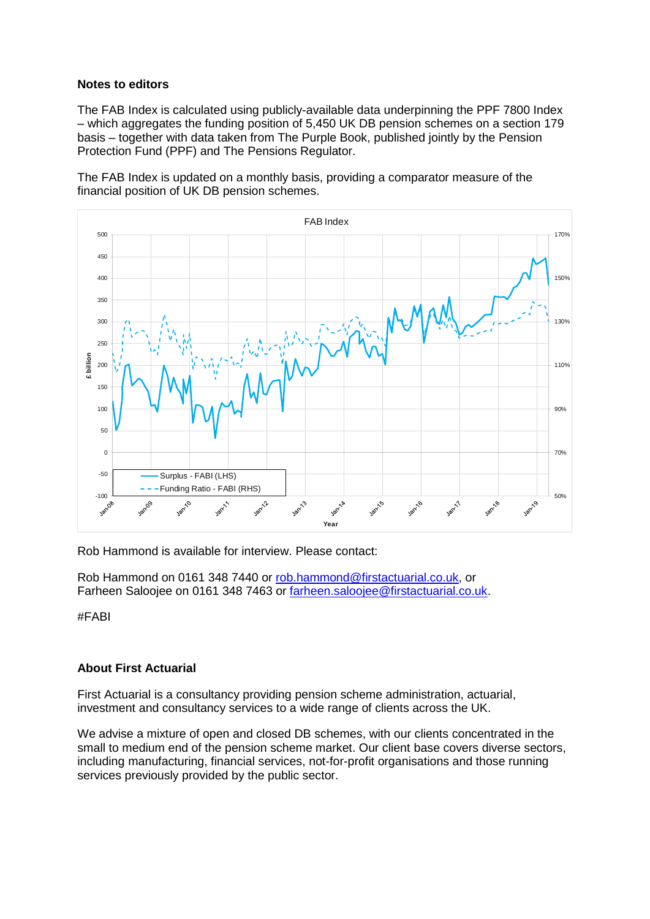**Notes to editors**

The FAB Index is calculated using publicly-available data underpinning the PPF 7800 Index – which aggregates the funding position of 5,450 UK DB pension schemes on a section 179 basis – together with data taken from The Purple Book, published jointly by the Pension Protection Fund (PPF) and The Pensions Regulator.

The FAB Index is updated on a monthly basis, providing a comparator measure of the financial position of UK DB pension schemes.

FAB Index

500
450
400
350
300
250
200
150
100
50
0
-50
-100

£ billion

170%
150%
130%
110%
90%
70%
50%

Jan-08
Jan-09
Jan-10
Jan-11
Jan-12
Jan-13
Jan-14
Jan-15
Jan-16
Jan-17
Jan-18
Jan-19

Year

Surplus - FABI (LHS)
Funding Ratio - FABI (RHS)

Rob Hammond is available for interview. Please contact:

Rob Hammond on 0161 348 7440 or rob.hammond@firstactuarial.co.uk, or
Farheen Saloojee on 0161 348 7463 or farheen.saloojee@firstactuarial.co.uk.

#FABI

**About First Actuarial**

First Actuarial is a consultancy providing pension scheme administration, actuarial, investment and consultancy services to a wide range of clients across the UK.

We advise a mixture of open and closed DB schemes, with our clients concentrated in the small to medium end of the pension scheme market. Our client base covers diverse sectors, including manufacturing, financial services, not-for-profit organisations and those running services previously provided by the public sector.